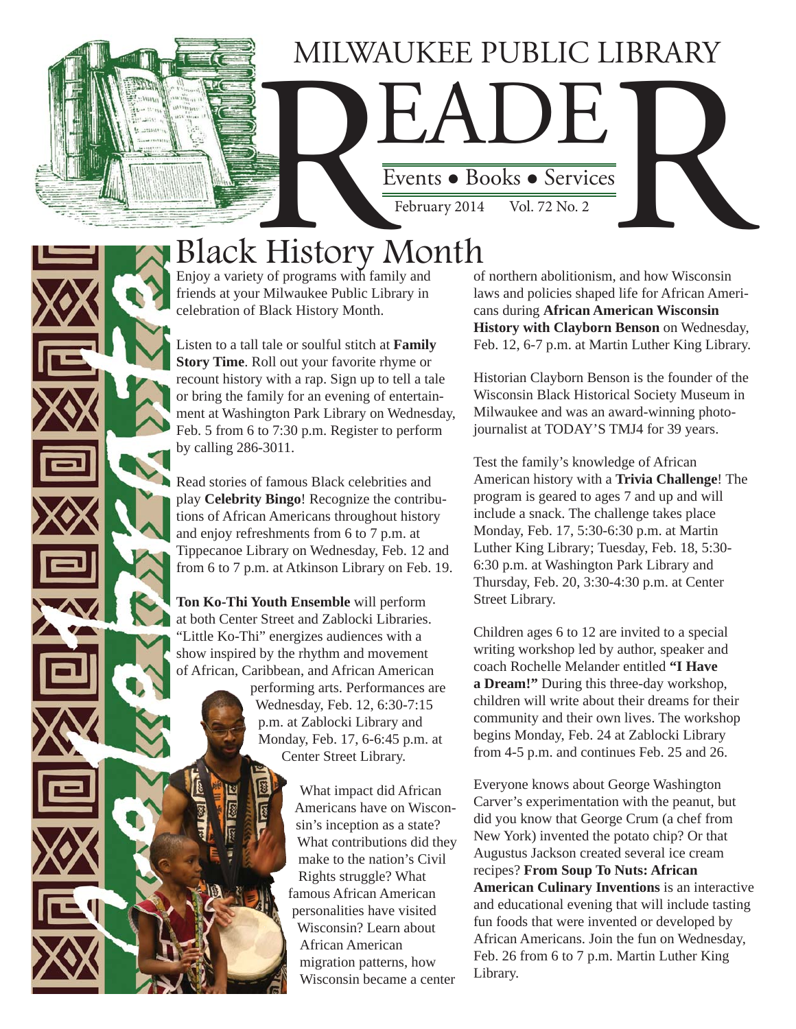# MILWAUKEE PUBLIC LIBRARY READER

Events • Books • Services

February 2014 Vol. 72 No. 2

## Black History Month

Enjoy a variety of programs with family and friends at your Milwaukee Public Library in celebration of Black History Month.

Listen to a tall tale or soulful stitch at **Family Story Time**. Roll out your favorite rhyme or recount history with a rap. Sign up to tell a tale or bring the family for an evening of entertainment at Washington Park Library on Wednesday, Feb. 5 from 6 to 7:30 p.m. Register to perform by calling 286-3011.

Read stories of famous Black celebrities and play **Celebrity Bingo**! Recognize the contributions of African Americans throughout history and enjoy refreshments from 6 to 7 p.m. at Tippecanoe Library on Wednesday, Feb. 12 and from 6 to 7 p.m. at Atkinson Library on Feb. 19.

**Ton Ko-Thi Youth Ensemble** will perform at both Center Street and Zablocki Libraries. "Little Ko-Thi" energizes audiences with a show inspired by the rhythm and movement of African, Caribbean, and African American performing arts. Performances are Wednesday, Feb. 12, 6:30-7:15 p.m. at Zablocki Library and Monday, Feb. 17, 6-6:45 p.m. at Center Street Library.

What impact did African Americans have on Wisconsin's inception as a state? What contributions did they make to the nation's Civil Rights struggle? What famous African American personalities have visited Wisconsin? Learn about African American migration patterns, how Wisconsin became a center of northern abolitionism, and how Wisconsin laws and policies shaped life for African Americans during **African American Wisconsin History with Clayborn Benson** on Wednesday, Feb. 12, 6-7 p.m. at Martin Luther King Library.

Historian Clayborn Benson is the founder of the Wisconsin Black Historical Society Museum in Milwaukee and was an award-winning photojournalist at TODAY'S TMJ4 for 39 years.

Test the family's knowledge of African American history with a **Trivia Challenge**! The program is geared to ages 7 and up and will include a snack. The challenge takes place Monday, Feb. 17, 5:30-6:30 p.m. at Martin Luther King Library; Tuesday, Feb. 18, 5:30-6:30 p.m. at Washington Park Library and Thursday, Feb. 20, 3:30-4:30 p.m. at Center Street Library.

Children ages 6 to 12 are invited to a special writing workshop led by author, speaker and coach Rochelle Melander entitled **"I Have a Dream!"** During this three-day workshop, children will write about their dreams for their community and their own lives. The workshop begins Monday, Feb. 24 at Zablocki Library from 4-5 p.m. and continues Feb. 25 and 26.

Everyone knows about George Washington Carver's experimentation with the peanut, but did you know that George Crum (a chef from New York) invented the potato chip? Or that Augustus Jackson created several ice cream recipes? **From Soup To Nuts: African American Culinary Inventions** is an interactive and educational evening that will include tasting fun foods that were invented or developed by African Americans. Join the fun on Wednesday, Feb. 26 from 6 to 7 p.m. Martin Luther King Library.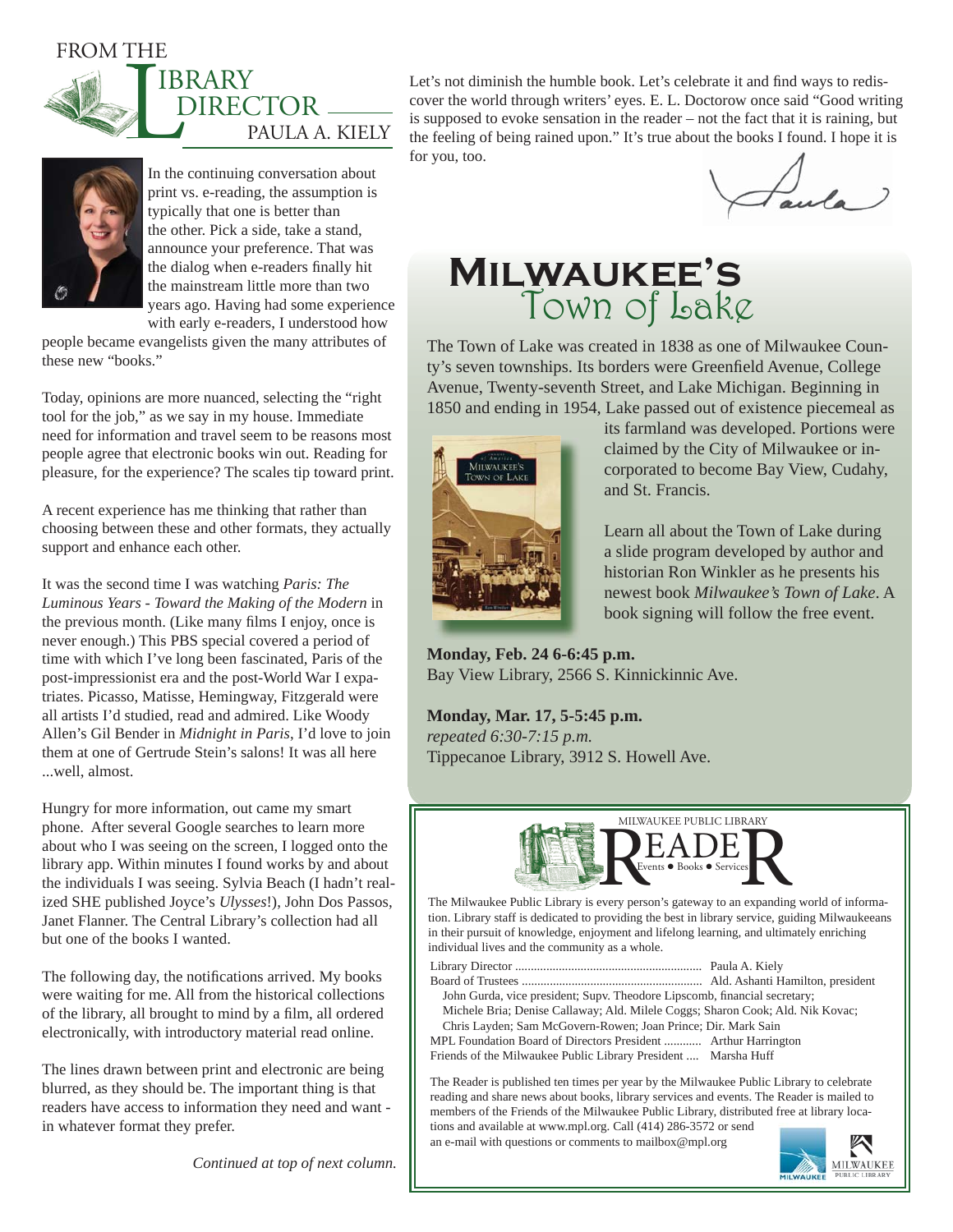## FROM THE LIBRARY DIRECTOR

PAULA A. KIELY

In the continuing conversation about print vs. e-reading, the assumption is typically that one is better than the other. Pick a side, take a stand, announce your preference. That was the dialog when e-readers finally hit the mainstream little more than two years ago. Having had some experience with early e-readers, I understood how people became evangelists given the many attributes of these new "books."

Today, opinions are more nuanced, selecting the "right tool for the job," as we say in my house. Immediate need for information and travel seem to be reasons most people agree that electronic books win out. Reading for pleasure, for the experience? The scales tip toward print.

A recent experience has me thinking that rather than choosing between these and other formats, they actually support and enhance each other.

It was the second time I was watching *Paris: The Luminous Years - Toward the Making of the Modern* in the previous month. (Like many films I enjoy, once is never enough.) This PBS special covered a period of time with which I've long been fascinated, Paris of the post-impressionist era and the post-World War I expatriates. Picasso, Matisse, Hemingway, Fitzgerald were all artists I'd studied, read and admired. Like Woody Allen's Gil Bender in *Midnight in Paris*, I'd love to join them at one of Gertrude Stein's salons! It was all here ...well, almost.

Hungry for more information, out came my smart phone. After several Google searches to learn more about who I was seeing on the screen, I logged onto the library app. Within minutes I found works by and about the individuals I was seeing. Sylvia Beach (I hadn't realized SHE published Joyce's *Ulysses*!), John Dos Passos, Janet Flanner. The Central Library's collection had all but one of the books I wanted.

The following day, the notifications arrived. My books were waiting for me. All from the historical collections of the library, all brought to mind by a film, all ordered electronically, with introductory material read online.

The lines drawn between print and electronic are being blurred, as they should be. The important thing is that readers have access to information they need and want - in whatever format they prefer.

*Continued at top of next column.*

Let's not diminish the humble book. Let's celebrate it and find ways to rediscover the world through writers' eyes. E. L. Doctorow once said "Good writing is supposed to evoke sensation in the reader – not the fact that it is raining, but the feeling of being rained upon." It's true about the books I found. I hope it is for you, too.

Paula

## MILWAUKEE'S Town of Lake

The Town of Lake was created in 1838 as one of Milwaukee County's seven townships. Its borders were Greenfield Avenue, College Avenue, Twenty-seventh Street, and Lake Michigan. Beginning in 1850 and ending in 1954, Lake passed out of existence piecemeal as its farmland was developed. Portions were claimed by the City of Milwaukee or incorporated to become Bay View, Cudahy, and St. Francis.

Learn all about the Town of Lake during a slide program developed by author and historian Ron Winkler as he presents his newest book *Milwaukee's Town of Lake*. A book signing will follow the free event.

**Monday, Feb. 24 6-6:45 p.m.**
Bay View Library, 2566 S. Kinnickinnic Ave.

**Monday, Mar. 17, 5-5:45 p.m.**
*repeated 6:30-7:15 p.m.*
Tippecanoe Library, 3912 S. Howell Ave.

MILWAUKEE PUBLIC LIBRARY
## READER
Events ● Books ● Services

The Milwaukee Public Library is every person's gateway to an expanding world of information. Library staff is dedicated to providing the best in library service, guiding Milwaukeeans in their pursuit of knowledge, enjoyment and lifelong learning, and ultimately enriching individual lives and the community as a whole.

Library Director ............ Paula A. Kiely
Board of Trustees ............ Ald. Ashanti Hamilton, president
John Gurda, vice president; Supv. Theodore Lipscomb, financial secretary; Michele Bria; Denise Callaway; Ald. Milele Coggs; Sharon Cook; Ald. Nik Kovac; Chris Layden; Sam McGovern-Rowen; Joan Prince; Dir. Mark Sain
MPL Foundation Board of Directors President ............ Arthur Harrington
Friends of the Milwaukee Public Library President .... Marsha Huff

The Reader is published ten times per year by the Milwaukee Public Library to celebrate reading and share news about books, library services and events. The Reader is mailed to members of the Friends of the Milwaukee Public Library, distributed free at library locations and available at www.mpl.org. Call (414) 286-3572 or send an e-mail with questions or comments to mailbox@mpl.org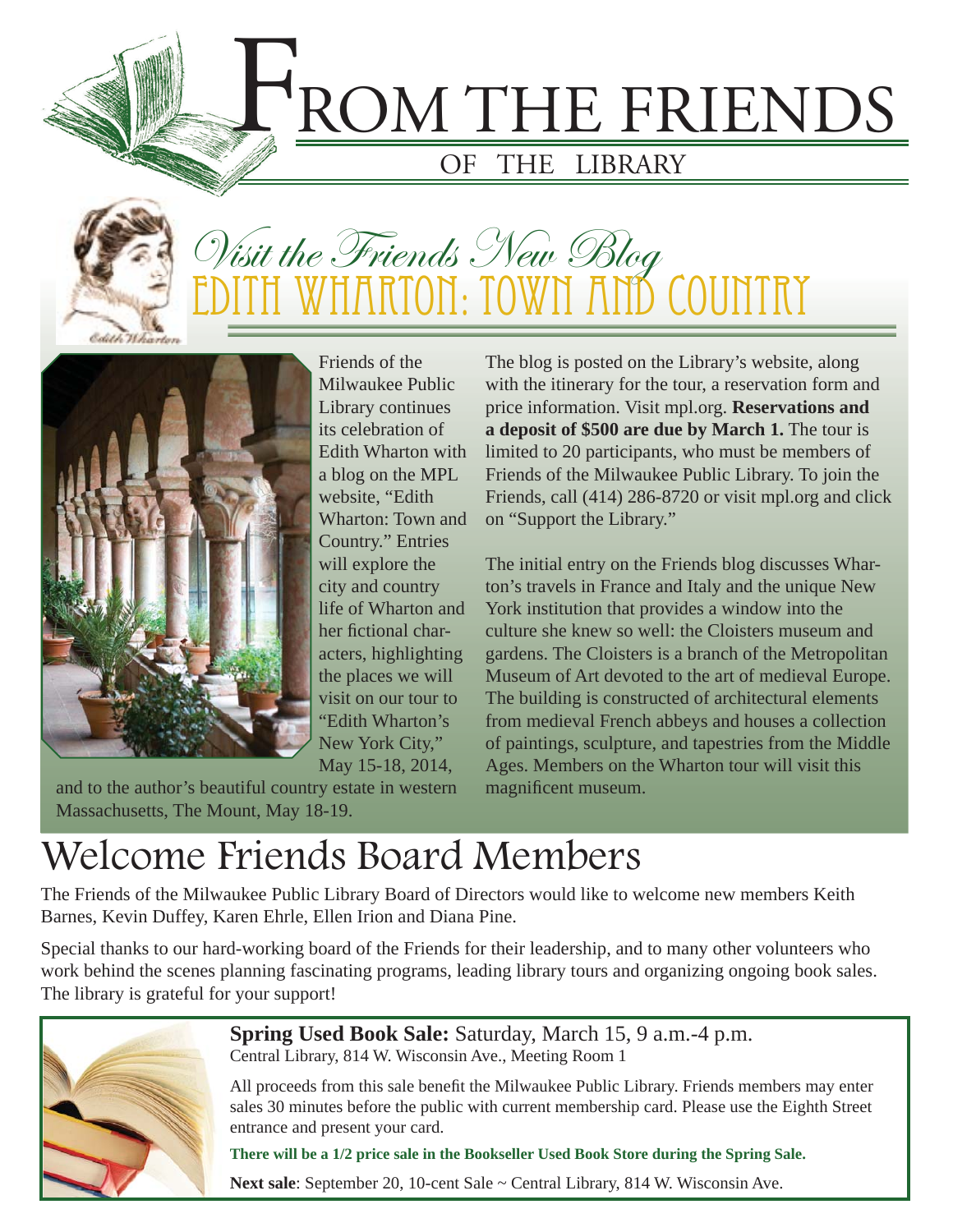# From the Friends

## of the Library

## Visit the Friends New Blog

# Edith Wharton: Town and Country

Friends of the Milwaukee Public Library continues its celebration of Edith Wharton with a blog on the MPL website, "Edith Wharton: Town and Country." Entries will explore the city and country life of Wharton and her fictional characters, highlighting the places we will visit on our tour to "Edith Wharton's New York City," May 15-18, 2014, and to the author's beautiful country estate in western Massachusetts, The Mount, May 18-19.

The blog is posted on the Library's website, along with the itinerary for the tour, a reservation form and price information. Visit mpl.org. **Reservations and a deposit of $500 are due by March 1.** The tour is limited to 20 participants, who must be members of Friends of the Milwaukee Public Library. To join the Friends, call (414) 286-8720 or visit mpl.org and click on "Support the Library."

The initial entry on the Friends blog discusses Wharton's travels in France and Italy and the unique New York institution that provides a window into the culture she knew so well: the Cloisters museum and gardens. The Cloisters is a branch of the Metropolitan Museum of Art devoted to the art of medieval Europe. The building is constructed of architectural elements from medieval French abbeys and houses a collection of paintings, sculpture, and tapestries from the Middle Ages. Members on the Wharton tour will visit this magnificent museum.

# Welcome Friends Board Members

The Friends of the Milwaukee Public Library Board of Directors would like to welcome new members Keith Barnes, Kevin Duffey, Karen Ehrle, Ellen Irion and Diana Pine.

Special thanks to our hard-working board of the Friends for their leadership, and to many other volunteers who work behind the scenes planning fascinating programs, leading library tours and organizing ongoing book sales. The library is grateful for your support!

**Spring Used Book Sale:** Saturday, March 15, 9 a.m.-4 p.m.
Central Library, 814 W. Wisconsin Ave., Meeting Room 1

All proceeds from this sale benefit the Milwaukee Public Library. Friends members may enter sales 30 minutes before the public with current membership card. Please use the Eighth Street entrance and present your card.

**There will be a 1/2 price sale in the Bookseller Used Book Store during the Spring Sale.**

**Next sale**: September 20, 10-cent Sale ~ Central Library, 814 W. Wisconsin Ave.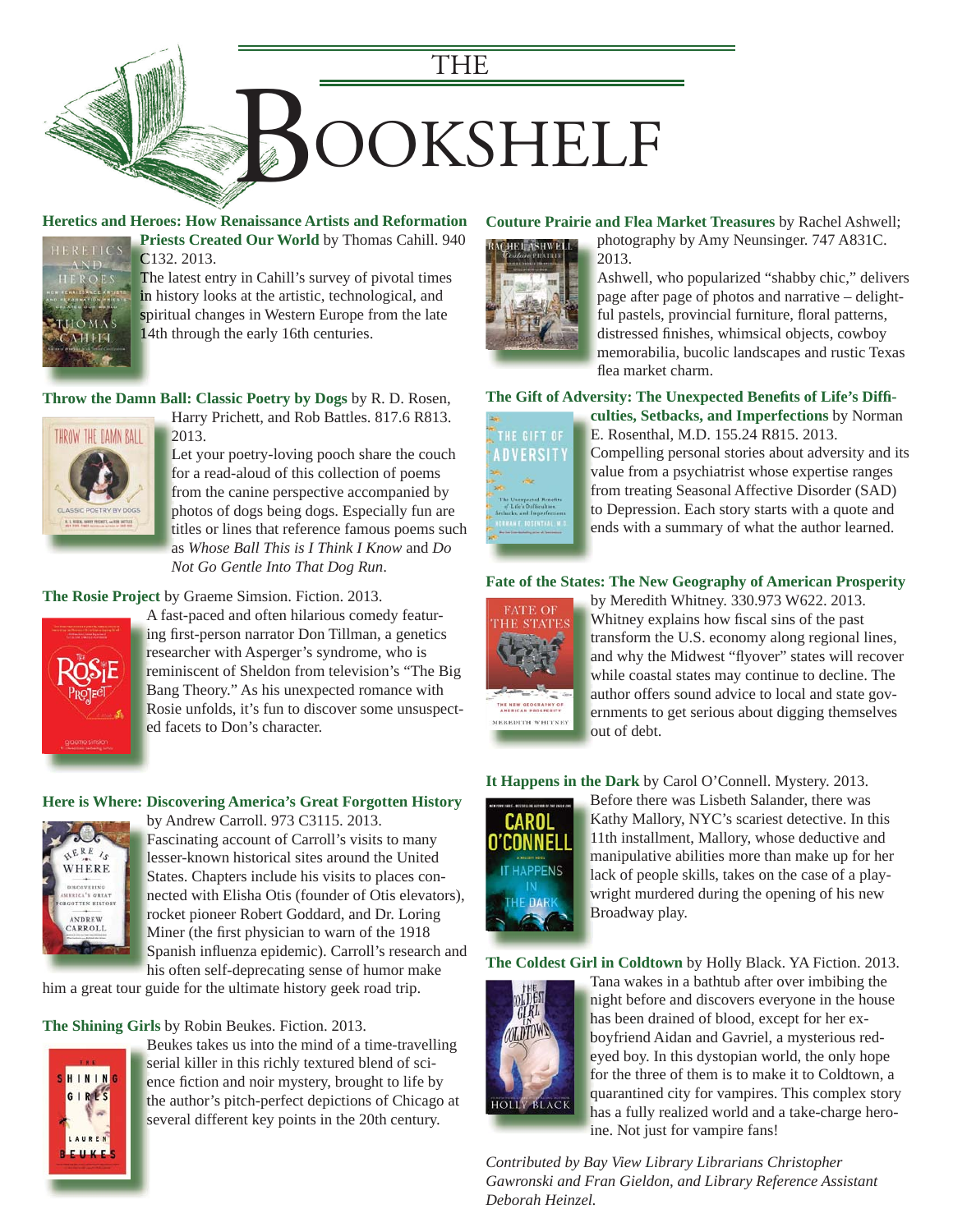# THE BOOKSHELF

**Heretics and Heroes: How Renaissance Artists and Reformation Priests Created Our World** by Thomas Cahill. 940 C132. 2013.

The latest entry in Cahill's survey of pivotal times in history looks at the artistic, technological, and spiritual changes in Western Europe from the late 14th through the early 16th centuries.

**Throw the Damn Ball: Classic Poetry by Dogs** by R. D. Rosen, Harry Prichett, and Rob Battles. 817.6 R813. 2013.

Let your poetry-loving pooch share the couch for a read-aloud of this collection of poems from the canine perspective accompanied by photos of dogs being dogs. Especially fun are titles or lines that reference famous poems such as *Whose Ball This is I Think I Know* and *Do Not Go Gentle Into That Dog Run*.

**The Rosie Project** by Graeme Simsion. Fiction. 2013.

A fast-paced and often hilarious comedy featuring first-person narrator Don Tillman, a genetics researcher with Asperger's syndrome, who is reminiscent of Sheldon from television's "The Big Bang Theory." As his unexpected romance with Rosie unfolds, it's fun to discover some unsuspected facets to Don's character.

**Here is Where: Discovering America's Great Forgotten History** by Andrew Carroll. 973 C3115. 2013.

Fascinating account of Carroll's visits to many lesser-known historical sites around the United States. Chapters include his visits to places connected with Elisha Otis (founder of Otis elevators), rocket pioneer Robert Goddard, and Dr. Loring Miner (the first physician to warn of the 1918 Spanish influenza epidemic). Carroll's research and his often self-deprecating sense of humor make him a great tour guide for the ultimate history geek road trip.

**The Shining Girls** by Robin Beukes. Fiction. 2013.

Beukes takes us into the mind of a time-travelling serial killer in this richly textured blend of science fiction and noir mystery, brought to life by the author's pitch-perfect depictions of Chicago at several different key points in the 20th century.

**Couture Prairie and Flea Market Treasures** by Rachel Ashwell; photography by Amy Neunsinger. 747 A831C. 2013.

Ashwell, who popularized "shabby chic," delivers page after page of photos and narrative – delightful pastels, provincial furniture, floral patterns, distressed finishes, whimsical objects, cowboy memorabilia, bucolic landscapes and rustic Texas flea market charm.

**The Gift of Adversity: The Unexpected Benefits of Life's Difficulties, Setbacks, and Imperfections** by Norman E. Rosenthal, M.D. 155.24 R815. 2013.

Compelling personal stories about adversity and its value from a psychiatrist whose expertise ranges from treating Seasonal Affective Disorder (SAD) to Depression. Each story starts with a quote and ends with a summary of what the author learned.

**Fate of the States: The New Geography of American Prosperity** by Meredith Whitney. 330.973 W622. 2013.

Whitney explains how fiscal sins of the past transform the U.S. economy along regional lines, and why the Midwest "flyover" states will recover while coastal states may continue to decline. The author offers sound advice to local and state governments to get serious about digging themselves out of debt.

**It Happens in the Dark** by Carol O'Connell. Mystery. 2013.

Before there was Lisbeth Salander, there was Kathy Mallory, NYC's scariest detective. In this 11th installment, Mallory, whose deductive and manipulative abilities more than make up for her lack of people skills, takes on the case of a playwright murdered during the opening of his new Broadway play.

**The Coldest Girl in Coldtown** by Holly Black. YA Fiction. 2013.

Tana wakes in a bathtub after over imbibing the night before and discovers everyone in the house has been drained of blood, except for her ex-boyfriend Aidan and Gavriel, a mysterious red-eyed boy. In this dystopian world, the only hope for the three of them is to make it to Coldtown, a quarantined city for vampires. This complex story has a fully realized world and a take-charge heroine. Not just for vampire fans!

*Contributed by Bay View Library Librarians Christopher Gawronski and Fran Gieldon, and Library Reference Assistant Deborah Heinzel.*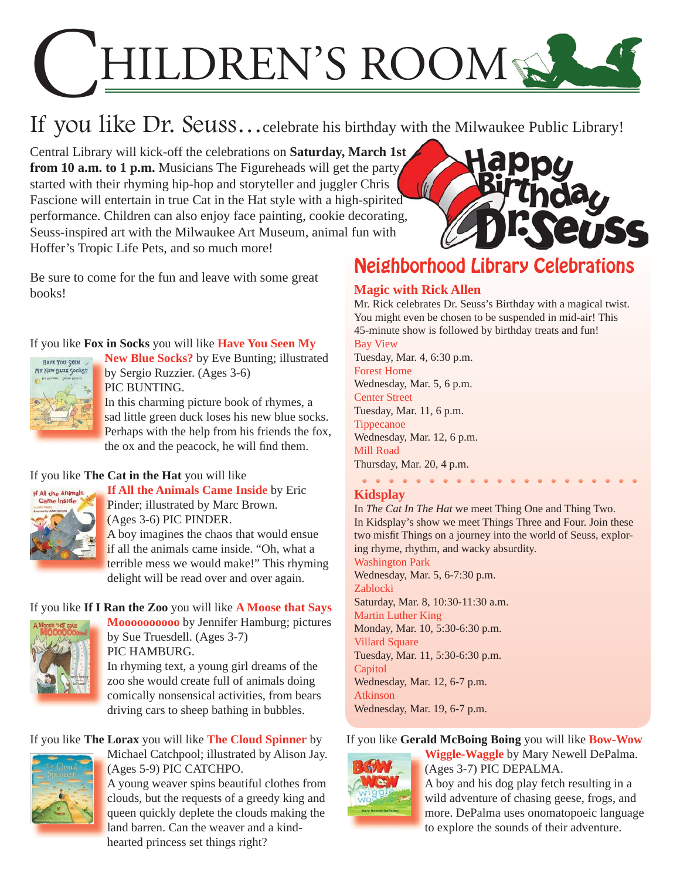# CHILDREN'S ROOM

## If you like Dr. Seuss…celebrate his birthday with the Milwaukee Public Library!

Central Library will kick-off the celebrations on **Saturday, March 1st from 10 a.m. to 1 p.m.** Musicians The Figureheads will get the party started with their rhyming hip-hop and storyteller and juggler Chris Fascione will entertain in true Cat in the Hat style with a high-spirited performance. Children can also enjoy face painting, cookie decorating, Seuss-inspired art with the Milwaukee Art Museum, animal fun with Hoffer's Tropic Life Pets, and so much more!

Be sure to come for the fun and leave with some great books!

If you like **Fox in Socks** you will like **Have You Seen My New Blue Socks?** by Eve Bunting; illustrated by Sergio Ruzzier. (Ages 3-6) PIC BUNTING.
In this charming picture book of rhymes, a sad little green duck loses his new blue socks. Perhaps with the help from his friends the fox, the ox and the peacock, he will find them.

If you like **The Cat in the Hat** you will like **If All the Animals Came Inside** by Eric Pinder; illustrated by Marc Brown. (Ages 3-6) PIC PINDER.
A boy imagines the chaos that would ensue if all the animals came inside. "Oh, what a terrible mess we would make!" This rhyming delight will be read over and over again.

If you like **If I Ran the Zoo** you will like **A Moose that Says Mooooooooooo** by Jennifer Hamburg; pictures by Sue Truesdell. (Ages 3-7) PIC HAMBURG.
In rhyming text, a young girl dreams of the zoo she would create full of animals doing comically nonsensical activities, from bears driving cars to sheep bathing in bubbles.

If you like **The Lorax** you will like **The Cloud Spinner** by Michael Catchpool; illustrated by Alison Jay. (Ages 5-9) PIC CATCHPO.
A young weaver spins beautiful clothes from clouds, but the requests of a greedy king and queen quickly deplete the clouds making the land barren. Can the weaver and a kind-hearted princess set things right?

Happy Birthday Dr. Seuss

## Neighborhood Library Celebrations

### Magic with Rick Allen

Mr. Rick celebrates Dr. Seuss's Birthday with a magical twist. You might even be chosen to be suspended in mid-air! This 45-minute show is followed by birthday treats and fun!

Bay View
Tuesday, Mar. 4, 6:30 p.m.

Forest Home
Wednesday, Mar. 5, 6 p.m.

Center Street
Tuesday, Mar. 11, 6 p.m.

Tippecanoe
Wednesday, Mar. 12, 6 p.m.

Mill Road
Thursday, Mar. 20, 4 p.m.

### Kidsplay

In *The Cat In The Hat* we meet Thing One and Thing Two. In Kidsplay's show we meet Things Three and Four. Join these two misfit Things on a journey into the world of Seuss, exploring rhyme, rhythm, and wacky absurdity.

Washington Park
Wednesday, Mar. 5, 6-7:30 p.m.

Zablocki
Saturday, Mar. 8, 10:30-11:30 a.m.

Martin Luther King
Monday, Mar. 10, 5:30-6:30 p.m.

Villard Square
Tuesday, Mar. 11, 5:30-6:30 p.m.

Capitol
Wednesday, Mar. 12, 6-7 p.m.

Atkinson
Wednesday, Mar. 19, 6-7 p.m.

If you like **Gerald McBoing Boing** you will like **Bow-Wow Wiggle-Waggle** by Mary Newell DePalma. (Ages 3-7) PIC DEPALMA.
A boy and his dog play fetch resulting in a wild adventure of chasing geese, frogs, and more. DePalma uses onomatopoeic language to explore the sounds of their adventure.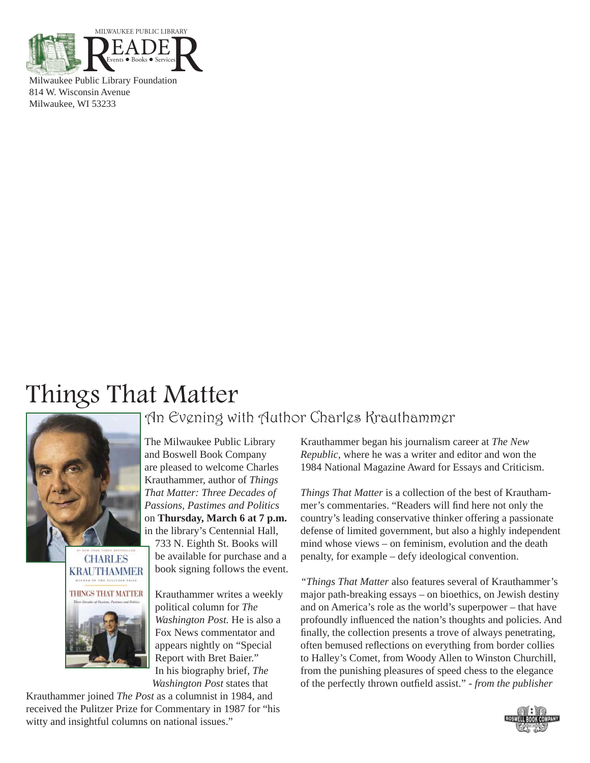MILWAUKEE PUBLIC LIBRARY

READER

Events • Books • Services

Milwaukee Public Library Foundation
814 W. Wisconsin Avenue
Milwaukee, WI 53233

# Things That Matter

## An Evening with Author Charles Krauthammer

The Milwaukee Public Library and Boswell Book Company are pleased to welcome Charles Krauthammer, author of *Things That Matter: Three Decades of Passions, Pastimes and Politics* on **Thursday, March 6 at 7 p.m.** in the library's Centennial Hall, 733 N. Eighth St. Books will be available for purchase and a book signing follows the event.

Krauthammer writes a weekly political column for *The Washington Post.* He is also a Fox News commentator and appears nightly on "Special Report with Bret Baier." In his biography brief, *The Washington Post* states that Krauthammer joined *The Post* as a columnist in 1984, and received the Pulitzer Prize for Commentary in 1987 for "his witty and insightful columns on national issues."

Krauthammer began his journalism career at *The New Republic*, where he was a writer and editor and won the 1984 National Magazine Award for Essays and Criticism.

*Things That Matter* is a collection of the best of Krauthammer's commentaries. "Readers will find here not only the country's leading conservative thinker offering a passionate defense of limited government, but also a highly independent mind whose views – on feminism, evolution and the death penalty, for example – defy ideological convention.

*"Things That Matter* also features several of Krauthammer's major path-breaking essays – on bioethics, on Jewish destiny and on America's role as the world's superpower – that have profoundly influenced the nation's thoughts and policies. And finally, the collection presents a trove of always penetrating, often bemused reflections on everything from border collies to Halley's Comet, from Woody Allen to Winston Churchill, from the punishing pleasures of speed chess to the elegance of the perfectly thrown outfield assist." - *from the publisher*

BOSWELL BOOK COMPANY